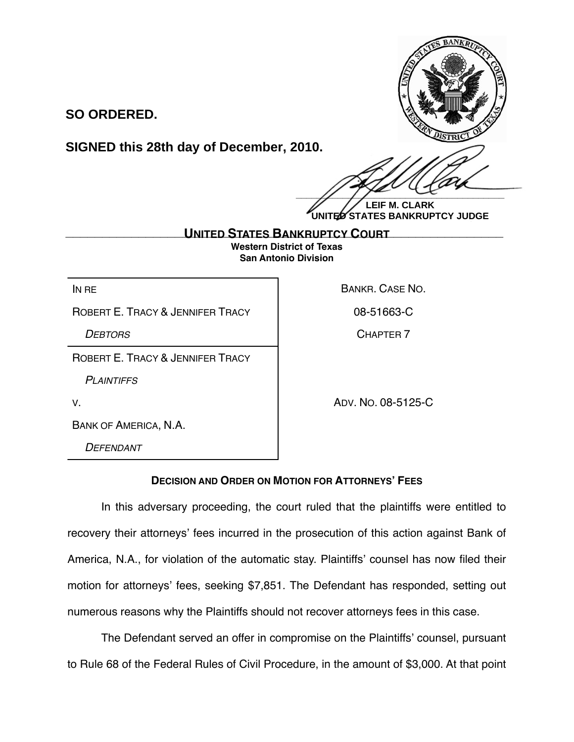**SO ORDERED.**

**SIGNED this 28th day of December, 2010.**

**LEIF M. CLARK**
**UNITED STATES BANKRUPTCY JUDGE**

---

**UNITED STATES BANKRUPTCY COURT**
**Western District of Texas**
**San Antonio Division**

| | |
|---|---|
| IN RE | BANKR. CASE NO. |
| ROBERT E. TRACY & JENNIFER TRACY | 08-51663-C |
| *DEBTORS* | CHAPTER 7 |
| ROBERT E. TRACY & JENNIFER TRACY | |
| *PLAINTIFFS* | |
| V. | ADV. NO. 08-5125-C |
| BANK OF AMERICA, N.A. | |
| *DEFENDANT* | |

**DECISION AND ORDER ON MOTION FOR ATTORNEYS' FEES**

In this adversary proceeding, the court ruled that the plaintiffs were entitled to recovery their attorneys' fees incurred in the prosecution of this action against Bank of America, N.A., for violation of the automatic stay. Plaintiffs' counsel has now filed their motion for attorneys' fees, seeking $7,851. The Defendant has responded, setting out numerous reasons why the Plaintiffs should not recover attorneys fees in this case.

The Defendant served an offer in compromise on the Plaintiffs' counsel, pursuant to Rule 68 of the Federal Rules of Civil Procedure, in the amount of $3,000. At that point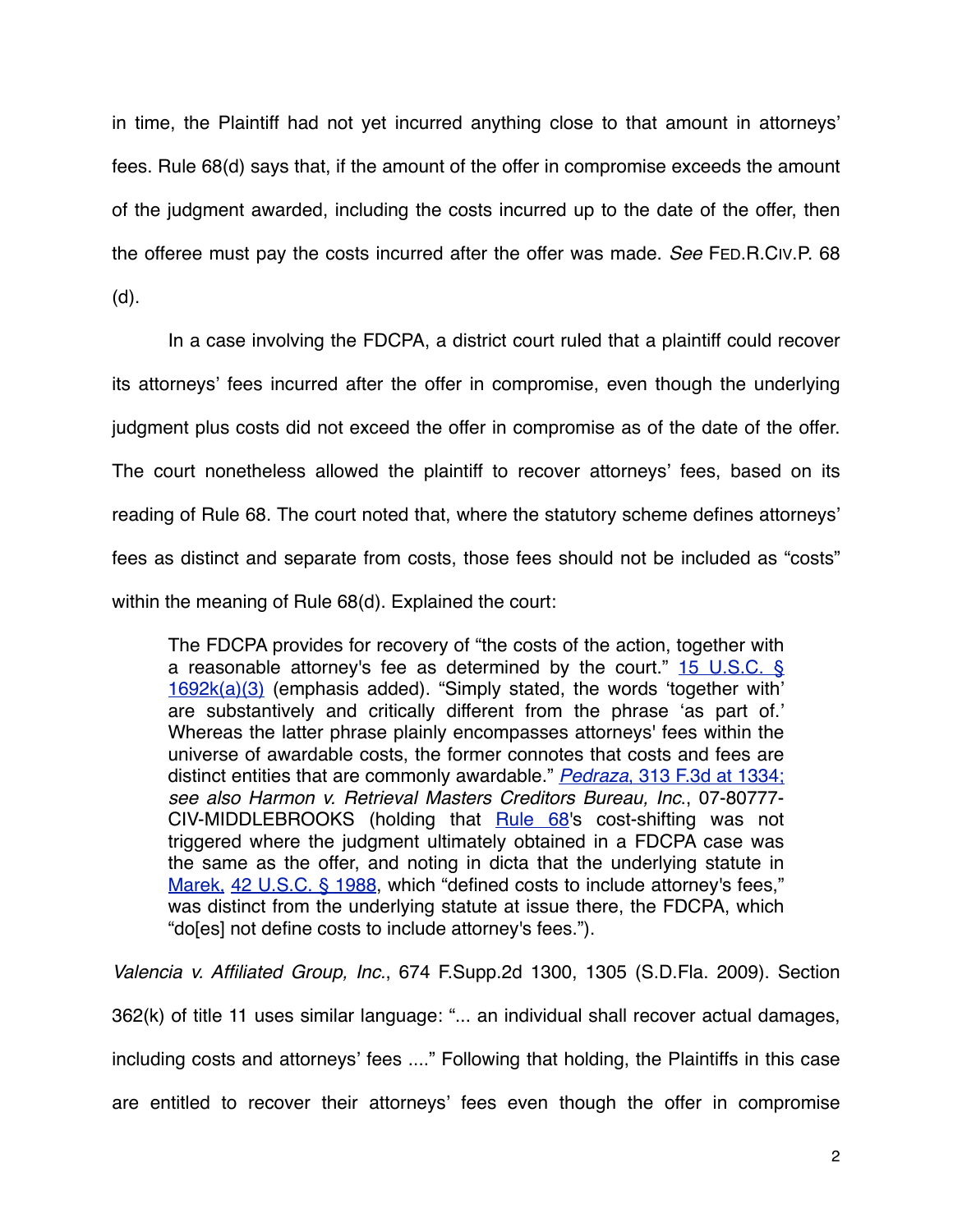in time, the Plaintiff had not yet incurred anything close to that amount in attorneys' fees. Rule 68(d) says that, if the amount of the offer in compromise exceeds the amount of the judgment awarded, including the costs incurred up to the date of the offer, then the offeree must pay the costs incurred after the offer was made. *See* FED.R.CIV.P. 68 (d).

In a case involving the FDCPA, a district court ruled that a plaintiff could recover its attorneys' fees incurred after the offer in compromise, even though the underlying judgment plus costs did not exceed the offer in compromise as of the date of the offer. The court nonetheless allowed the plaintiff to recover attorneys' fees, based on its reading of Rule 68. The court noted that, where the statutory scheme defines attorneys' fees as distinct and separate from costs, those fees should not be included as "costs" within the meaning of Rule 68(d). Explained the court:

> The FDCPA provides for recovery of "the costs of the action, together with a reasonable attorney's fee as determined by the court." 15 U.S.C. § 1692k(a)(3) (emphasis added). "Simply stated, the words 'together with' are substantively and critically different from the phrase 'as part of.' Whereas the latter phrase plainly encompasses attorneys' fees within the universe of awardable costs, the former connotes that costs and fees are distinct entities that are commonly awardable." *Pedraza*, 313 F.3d at 1334; *see also Harmon v. Retrieval Masters Creditors Bureau, Inc.*, 07-80777-CIV-MIDDLEBROOKS (holding that Rule 68's cost-shifting was not triggered where the judgment ultimately obtained in a FDCPA case was the same as the offer, and noting in dicta that the underlying statute in Marek, 42 U.S.C. § 1988, which "defined costs to include attorney's fees," was distinct from the underlying statute at issue there, the FDCPA, which "do[es] not define costs to include attorney's fees.").

*Valencia v. Affiliated Group, Inc.*, 674 F.Supp.2d 1300, 1305 (S.D.Fla. 2009). Section 362(k) of title 11 uses similar language: "... an individual shall recover actual damages, including costs and attorneys' fees ...." Following that holding, the Plaintiffs in this case are entitled to recover their attorneys' fees even though the offer in compromise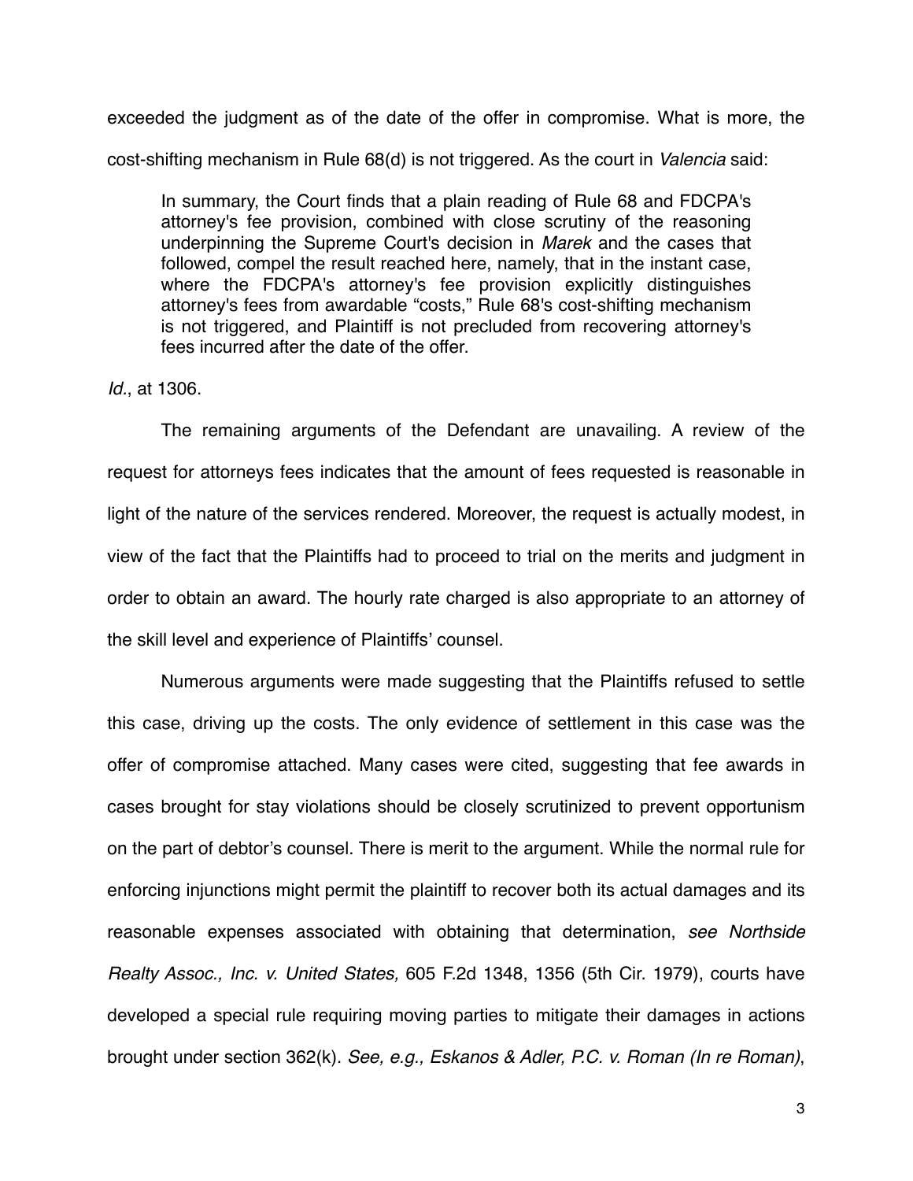exceeded the judgment as of the date of the offer in compromise. What is more, the cost-shifting mechanism in Rule 68(d) is not triggered. As the court in *Valencia* said:

> In summary, the Court finds that a plain reading of Rule 68 and FDCPA's attorney's fee provision, combined with close scrutiny of the reasoning underpinning the Supreme Court's decision in *Marek* and the cases that followed, compel the result reached here, namely, that in the instant case, where the FDCPA's attorney's fee provision explicitly distinguishes attorney's fees from awardable "costs," Rule 68's cost-shifting mechanism is not triggered, and Plaintiff is not precluded from recovering attorney's fees incurred after the date of the offer.

*Id.*, at 1306.

The remaining arguments of the Defendant are unavailing. A review of the request for attorneys fees indicates that the amount of fees requested is reasonable in light of the nature of the services rendered. Moreover, the request is actually modest, in view of the fact that the Plaintiffs had to proceed to trial on the merits and judgment in order to obtain an award. The hourly rate charged is also appropriate to an attorney of the skill level and experience of Plaintiffs' counsel.

Numerous arguments were made suggesting that the Plaintiffs refused to settle this case, driving up the costs. The only evidence of settlement in this case was the offer of compromise attached. Many cases were cited, suggesting that fee awards in cases brought for stay violations should be closely scrutinized to prevent opportunism on the part of debtor's counsel. There is merit to the argument. While the normal rule for enforcing injunctions might permit the plaintiff to recover both its actual damages and its reasonable expenses associated with obtaining that determination, *see Northside Realty Assoc., Inc. v. United States,* 605 F.2d 1348, 1356 (5th Cir. 1979), courts have developed a special rule requiring moving parties to mitigate their damages in actions brought under section 362(k). *See, e.g., Eskanos & Adler, P.C. v. Roman (In re Roman)*,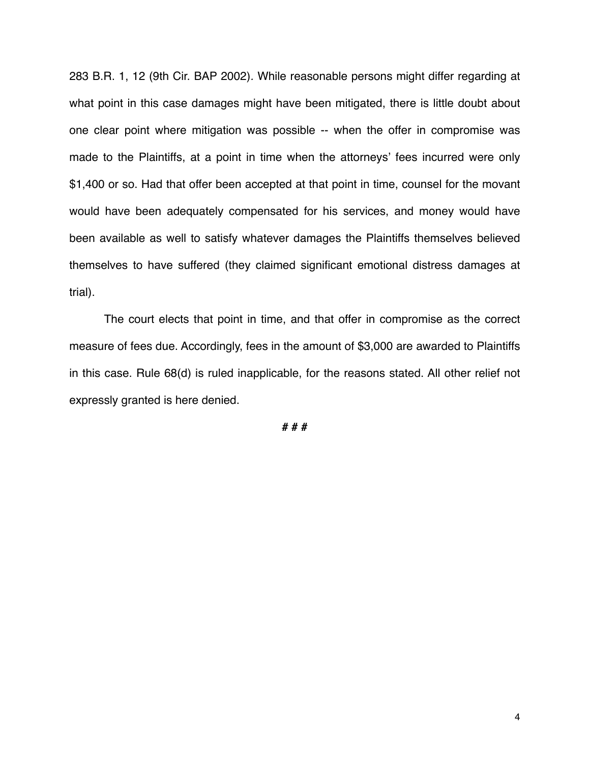283 B.R. 1, 12 (9th Cir. BAP 2002). While reasonable persons might differ regarding at what point in this case damages might have been mitigated, there is little doubt about one clear point where mitigation was possible -- when the offer in compromise was made to the Plaintiffs, at a point in time when the attorneys' fees incurred were only $1,400 or so. Had that offer been accepted at that point in time, counsel for the movant would have been adequately compensated for his services, and money would have been available as well to satisfy whatever damages the Plaintiffs themselves believed themselves to have suffered (they claimed significant emotional distress damages at trial).

The court elects that point in time, and that offer in compromise as the correct measure of fees due. Accordingly, fees in the amount of $3,000 are awarded to Plaintiffs in this case. Rule 68(d) is ruled inapplicable, for the reasons stated. All other relief not expressly granted is here denied.

**# # #**